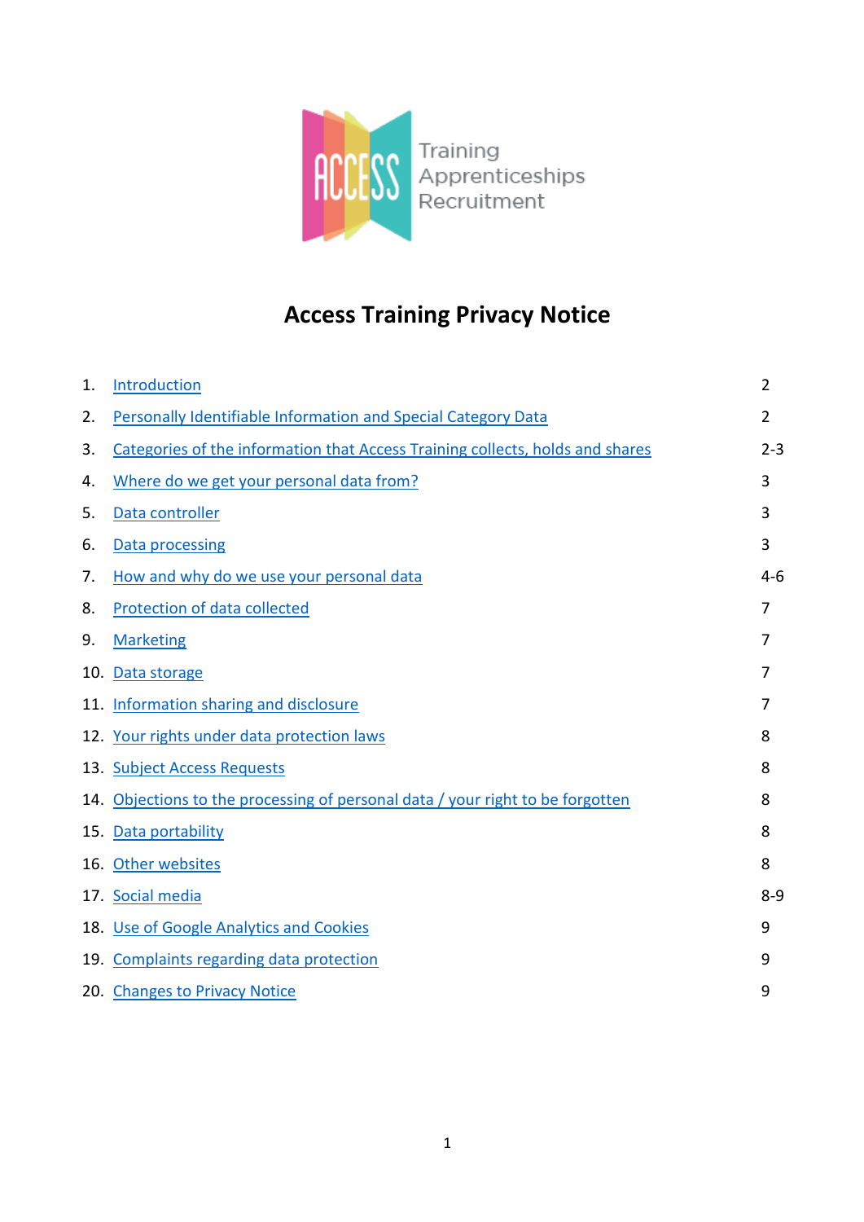Training
Apprenticeships
Recruitment

# Access Training Privacy Notice

| | | |
|---|---|---|
| 1. | Introduction | 2 |
| 2. | Personally Identifiable Information and Special Category Data | 2 |
| 3. | Categories of the information that Access Training collects, holds and shares | 2-3 |
| 4. | Where do we get your personal data from? | 3 |
| 5. | Data controller | 3 |
| 6. | Data processing | 3 |
| 7. | How and why do we use your personal data | 4-6 |
| 8. | Protection of data collected | 7 |
| 9. | Marketing | 7 |
| 10. | Data storage | 7 |
| 11. | Information sharing and disclosure | 7 |
| 12. | Your rights under data protection laws | 8 |
| 13. | Subject Access Requests | 8 |
| 14. | Objections to the processing of personal data / your right to be forgotten | 8 |
| 15. | Data portability | 8 |
| 16. | Other websites | 8 |
| 17. | Social media | 8-9 |
| 18. | Use of Google Analytics and Cookies | 9 |
| 19. | Complaints regarding data protection | 9 |
| 20. | Changes to Privacy Notice | 9 |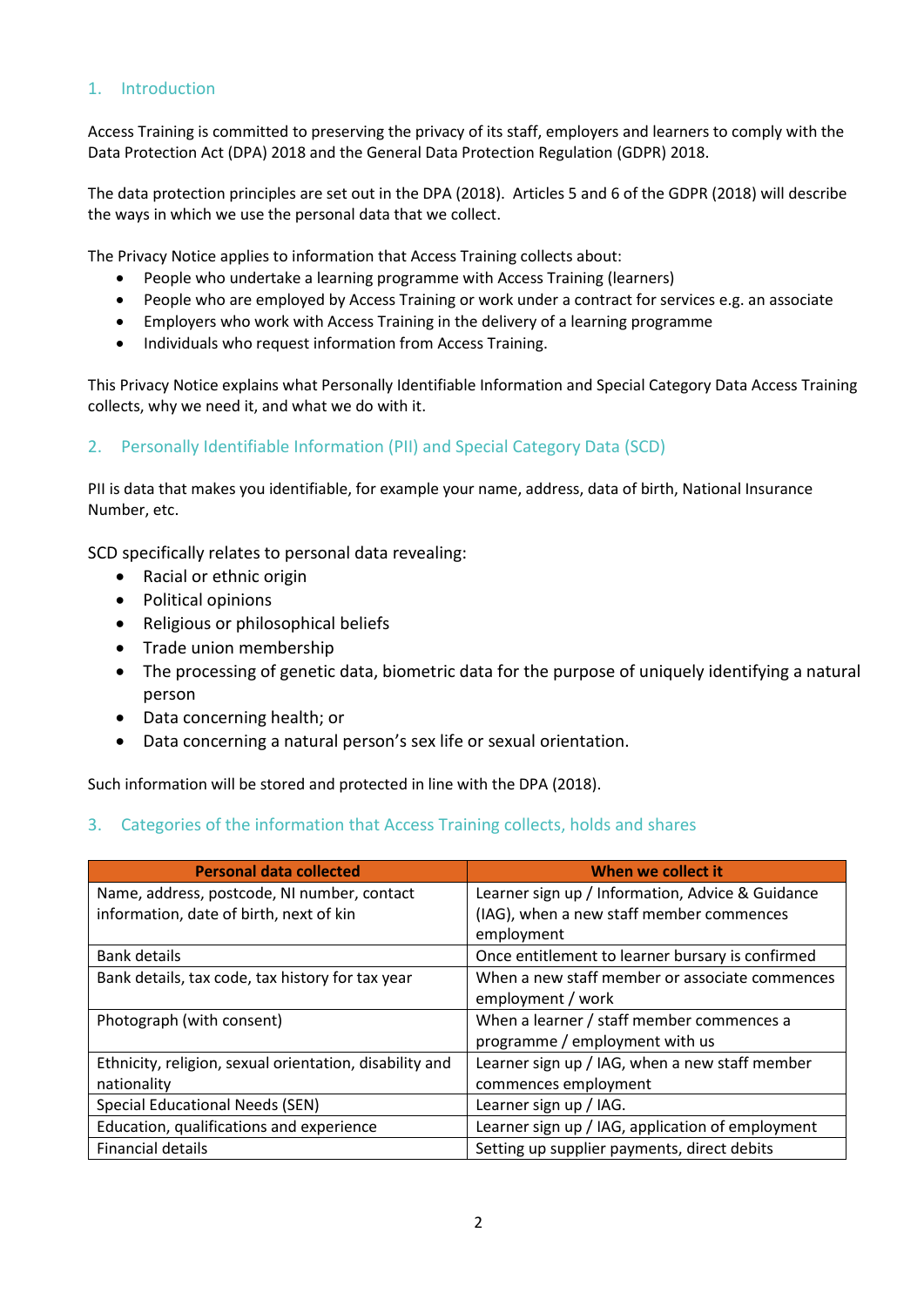## 1. Introduction

Access Training is committed to preserving the privacy of its staff, employers and learners to comply with the Data Protection Act (DPA) 2018 and the General Data Protection Regulation (GDPR) 2018.

The data protection principles are set out in the DPA (2018). Articles 5 and 6 of the GDPR (2018) will describe the ways in which we use the personal data that we collect.

The Privacy Notice applies to information that Access Training collects about:

- People who undertake a learning programme with Access Training (learners)
- People who are employed by Access Training or work under a contract for services e.g. an associate
- Employers who work with Access Training in the delivery of a learning programme
- Individuals who request information from Access Training.

This Privacy Notice explains what Personally Identifiable Information and Special Category Data Access Training collects, why we need it, and what we do with it.

## 2. Personally Identifiable Information (PII) and Special Category Data (SCD)

PII is data that makes you identifiable, for example your name, address, data of birth, National Insurance Number, etc.

SCD specifically relates to personal data revealing:

- Racial or ethnic origin
- Political opinions
- Religious or philosophical beliefs
- Trade union membership
- The processing of genetic data, biometric data for the purpose of uniquely identifying a natural person
- Data concerning health; or
- Data concerning a natural person's sex life or sexual orientation.

Such information will be stored and protected in line with the DPA (2018).

## 3. Categories of the information that Access Training collects, holds and shares

| Personal data collected | When we collect it |
|---|---|
| Name, address, postcode, NI number, contact information, date of birth, next of kin | Learner sign up / Information, Advice & Guidance (IAG), when a new staff member commences employment |
| Bank details | Once entitlement to learner bursary is confirmed |
| Bank details, tax code, tax history for tax year | When a new staff member or associate commences employment / work |
| Photograph (with consent) | When a learner / staff member commences a programme / employment with us |
| Ethnicity, religion, sexual orientation, disability and nationality | Learner sign up / IAG, when a new staff member commences employment |
| Special Educational Needs (SEN) | Learner sign up / IAG. |
| Education, qualifications and experience | Learner sign up / IAG, application of employment |
| Financial details | Setting up supplier payments, direct debits |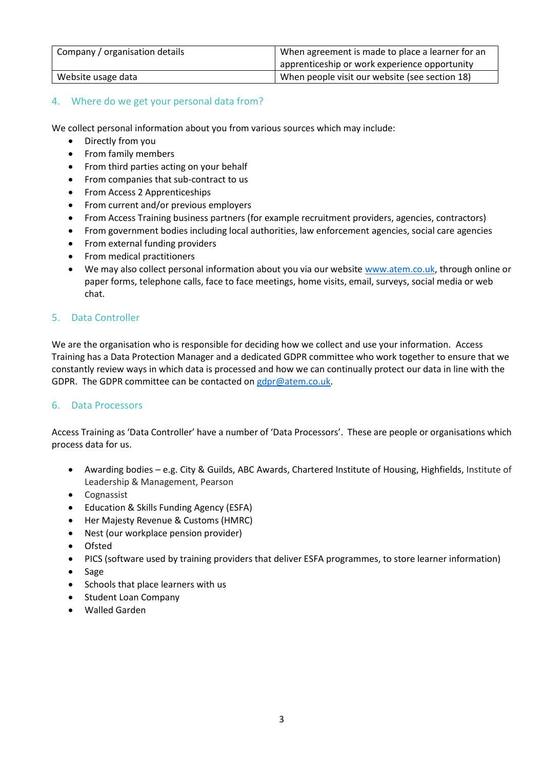| Company / organisation details | When agreement is made to place a learner for an apprenticeship or work experience opportunity |
| --- | --- |
| Website usage data | When people visit our website (see section 18) |

## 4. Where do we get your personal data from?

We collect personal information about you from various sources which may include:

- Directly from you
- From family members
- From third parties acting on your behalf
- From companies that sub-contract to us
- From Access 2 Apprenticeships
- From current and/or previous employers
- From Access Training business partners (for example recruitment providers, agencies, contractors)
- From government bodies including local authorities, law enforcement agencies, social care agencies
- From external funding providers
- From medical practitioners
- We may also collect personal information about you via our website www.atem.co.uk, through online or paper forms, telephone calls, face to face meetings, home visits, email, surveys, social media or web chat.

## 5. Data Controller

We are the organisation who is responsible for deciding how we collect and use your information. Access Training has a Data Protection Manager and a dedicated GDPR committee who work together to ensure that we constantly review ways in which data is processed and how we can continually protect our data in line with the GDPR. The GDPR committee can be contacted on gdpr@atem.co.uk.

## 6. Data Processors

Access Training as 'Data Controller' have a number of 'Data Processors'. These are people or organisations which process data for us.

- Awarding bodies – e.g. City & Guilds, ABC Awards, Chartered Institute of Housing, Highfields, Institute of Leadership & Management, Pearson
- Cognassist
- Education & Skills Funding Agency (ESFA)
- Her Majesty Revenue & Customs (HMRC)
- Nest (our workplace pension provider)
- Ofsted
- PICS (software used by training providers that deliver ESFA programmes, to store learner information)
- Sage
- Schools that place learners with us
- Student Loan Company
- Walled Garden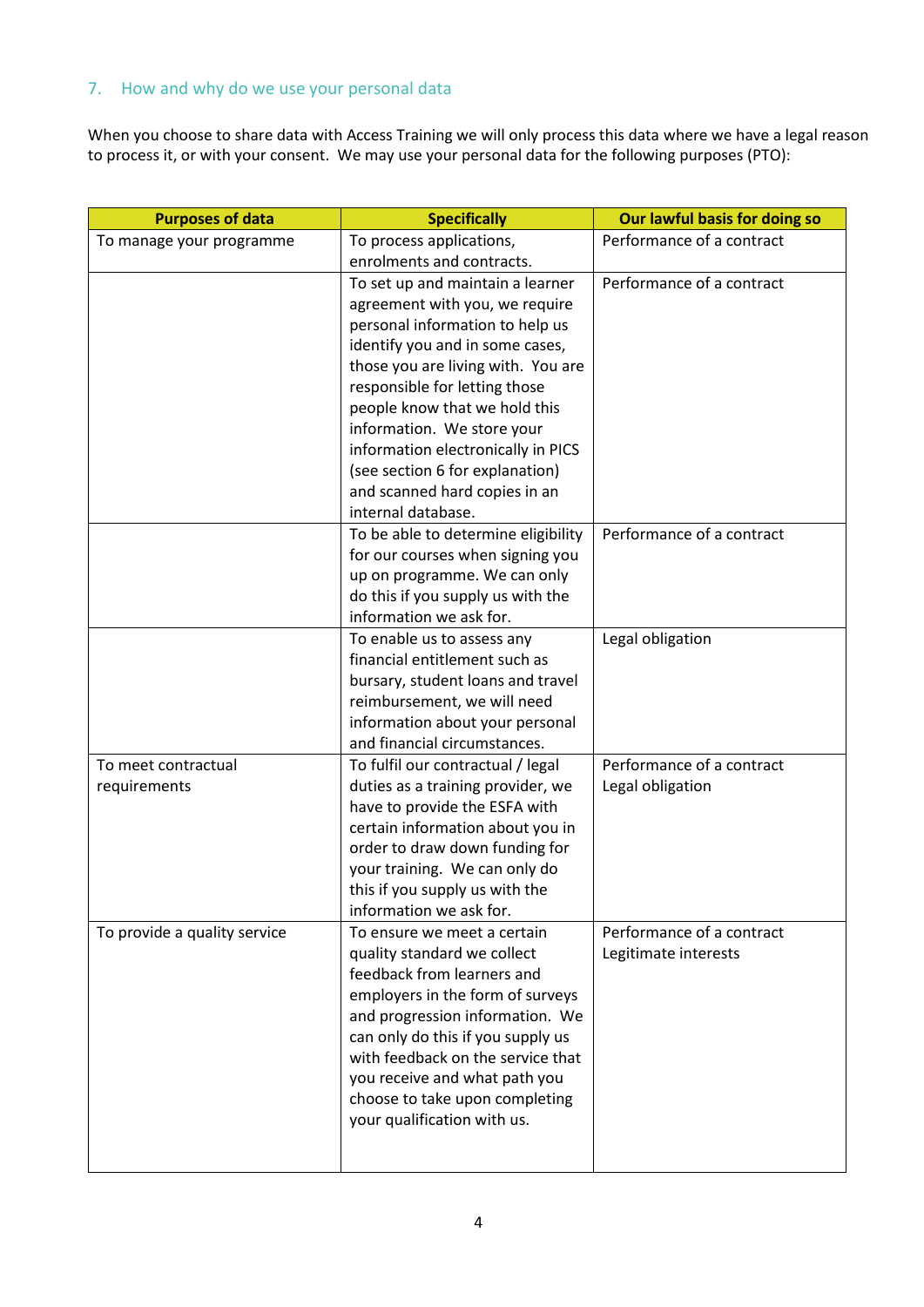## 7. How and why do we use your personal data

When you choose to share data with Access Training we will only process this data where we have a legal reason to process it, or with your consent. We may use your personal data for the following purposes (PTO):

| Purposes of data | Specifically | Our lawful basis for doing so |
|---|---|---|
| To manage your programme | To process applications, enrolments and contracts. | Performance of a contract |
| | To set up and maintain a learner agreement with you, we require personal information to help us identify you and in some cases, those you are living with. You are responsible for letting those people know that we hold this information. We store your information electronically in PICS (see section 6 for explanation) and scanned hard copies in an internal database. | Performance of a contract |
| | To be able to determine eligibility for our courses when signing you up on programme. We can only do this if you supply us with the information we ask for. | Performance of a contract |
| | To enable us to assess any financial entitlement such as bursary, student loans and travel reimbursement, we will need information about your personal and financial circumstances. | Legal obligation |
| To meet contractual requirements | To fulfil our contractual / legal duties as a training provider, we have to provide the ESFA with certain information about you in order to draw down funding for your training. We can only do this if you supply us with the information we ask for. | Performance of a contract<br>Legal obligation |
| To provide a quality service | To ensure we meet a certain quality standard we collect feedback from learners and employers in the form of surveys and progression information. We can only do this if you supply us with feedback on the service that you receive and what path you choose to take upon completing your qualification with us. | Performance of a contract<br>Legitimate interests |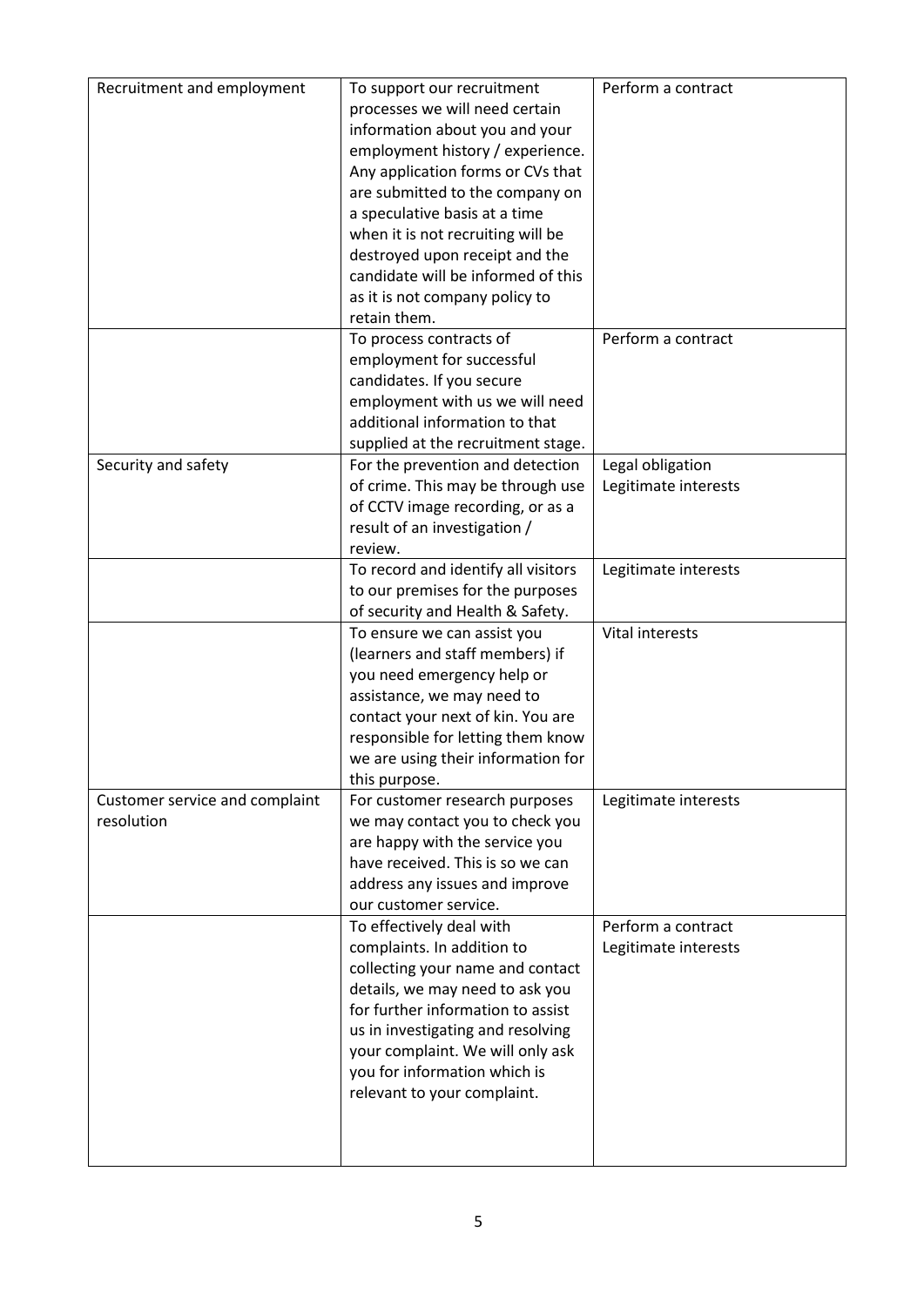| Recruitment and employment | To support our recruitment processes we will need certain information about you and your employment history / experience. Any application forms or CVs that are submitted to the company on a speculative basis at a time when it is not recruiting will be destroyed upon receipt and the candidate will be informed of this as it is not company policy to retain them. | Perform a contract |
|---|---|---|
| | To process contracts of employment for successful candidates. If you secure employment with us we will need additional information to that supplied at the recruitment stage. | Perform a contract |
| Security and safety | For the prevention and detection of crime. This may be through use of CCTV image recording, or as a result of an investigation / review. | Legal obligation<br>Legitimate interests |
| | To record and identify all visitors to our premises for the purposes of security and Health & Safety. | Legitimate interests |
| | To ensure we can assist you (learners and staff members) if you need emergency help or assistance, we may need to contact your next of kin. You are responsible for letting them know we are using their information for this purpose. | Vital interests |
| Customer service and complaint resolution | For customer research purposes we may contact you to check you are happy with the service you have received. This is so we can address any issues and improve our customer service. | Legitimate interests |
| | To effectively deal with complaints. In addition to collecting your name and contact details, we may need to ask you for further information to assist us in investigating and resolving your complaint. We will only ask you for information which is relevant to your complaint. | Perform a contract<br>Legitimate interests |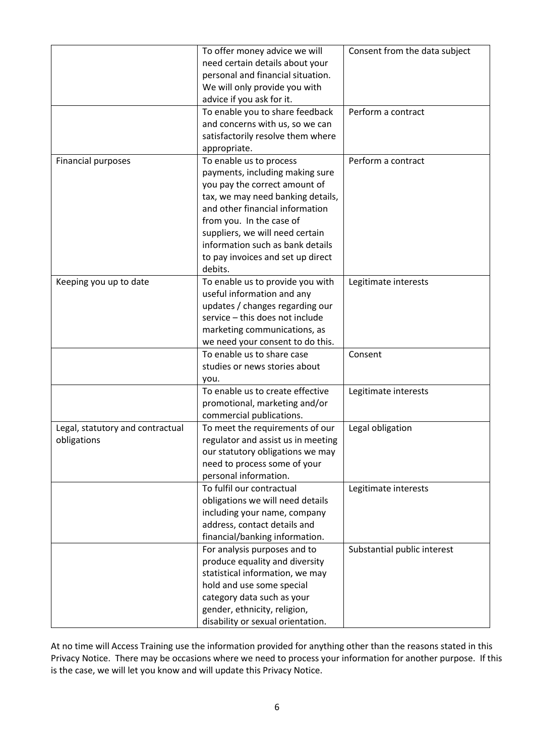| | | |
|---|---|---|
| | To offer money advice we will need certain details about your personal and financial situation. We will only provide you with advice if you ask for it. | Consent from the data subject |
| | To enable you to share feedback and concerns with us, so we can satisfactorily resolve them where appropriate. | Perform a contract |
| Financial purposes | To enable us to process payments, including making sure you pay the correct amount of tax, we may need banking details, and other financial information from you. In the case of suppliers, we will need certain information such as bank details to pay invoices and set up direct debits. | Perform a contract |
| Keeping you up to date | To enable us to provide you with useful information and any updates / changes regarding our service – this does not include marketing communications, as we need your consent to do this. | Legitimate interests |
| | To enable us to share case studies or news stories about you. | Consent |
| | To enable us to create effective promotional, marketing and/or commercial publications. | Legitimate interests |
| Legal, statutory and contractual obligations | To meet the requirements of our regulator and assist us in meeting our statutory obligations we may need to process some of your personal information. | Legal obligation |
| | To fulfil our contractual obligations we will need details including your name, company address, contact details and financial/banking information. | Legitimate interests |
| | For analysis purposes and to produce equality and diversity statistical information, we may hold and use some special category data such as your gender, ethnicity, religion, disability or sexual orientation. | Substantial public interest |

At no time will Access Training use the information provided for anything other than the reasons stated in this Privacy Notice. There may be occasions where we need to process your information for another purpose. If this is the case, we will let you know and will update this Privacy Notice.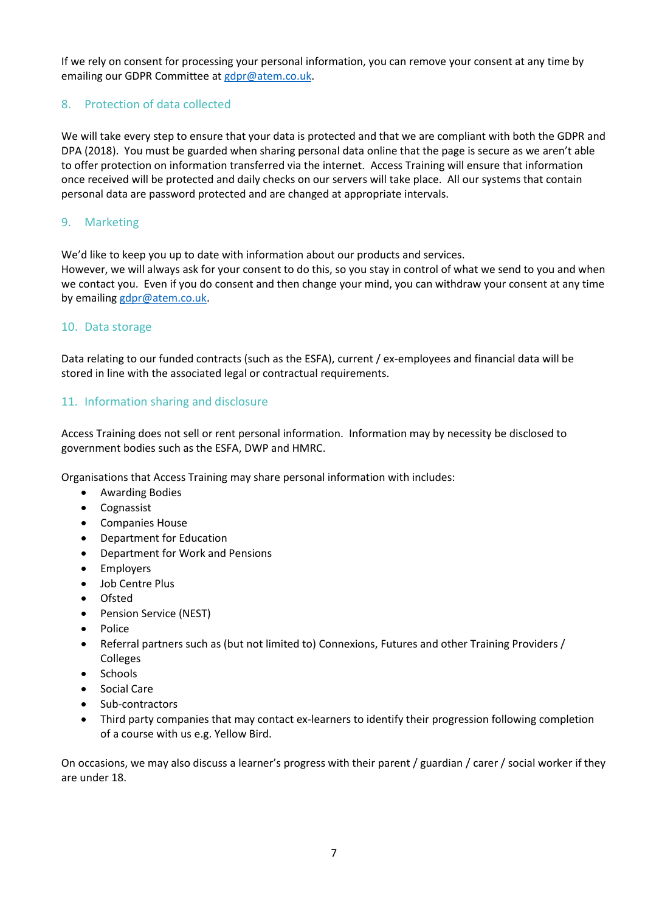If we rely on consent for processing your personal information, you can remove your consent at any time by emailing our GDPR Committee at gdpr@atem.co.uk.

## 8. Protection of data collected

We will take every step to ensure that your data is protected and that we are compliant with both the GDPR and DPA (2018). You must be guarded when sharing personal data online that the page is secure as we aren't able to offer protection on information transferred via the internet. Access Training will ensure that information once received will be protected and daily checks on our servers will take place. All our systems that contain personal data are password protected and are changed at appropriate intervals.

## 9. Marketing

We'd like to keep you up to date with information about our products and services.
However, we will always ask for your consent to do this, so you stay in control of what we send to you and when we contact you. Even if you do consent and then change your mind, you can withdraw your consent at any time by emailing gdpr@atem.co.uk.

## 10. Data storage

Data relating to our funded contracts (such as the ESFA), current / ex-employees and financial data will be stored in line with the associated legal or contractual requirements.

## 11. Information sharing and disclosure

Access Training does not sell or rent personal information. Information may by necessity be disclosed to government bodies such as the ESFA, DWP and HMRC.

Organisations that Access Training may share personal information with includes:

- Awarding Bodies
- Cognassist
- Companies House
- Department for Education
- Department for Work and Pensions
- Employers
- Job Centre Plus
- Ofsted
- Pension Service (NEST)
- Police
- Referral partners such as (but not limited to) Connexions, Futures and other Training Providers / Colleges
- Schools
- Social Care
- Sub-contractors
- Third party companies that may contact ex-learners to identify their progression following completion of a course with us e.g. Yellow Bird.

On occasions, we may also discuss a learner's progress with their parent / guardian / carer / social worker if they are under 18.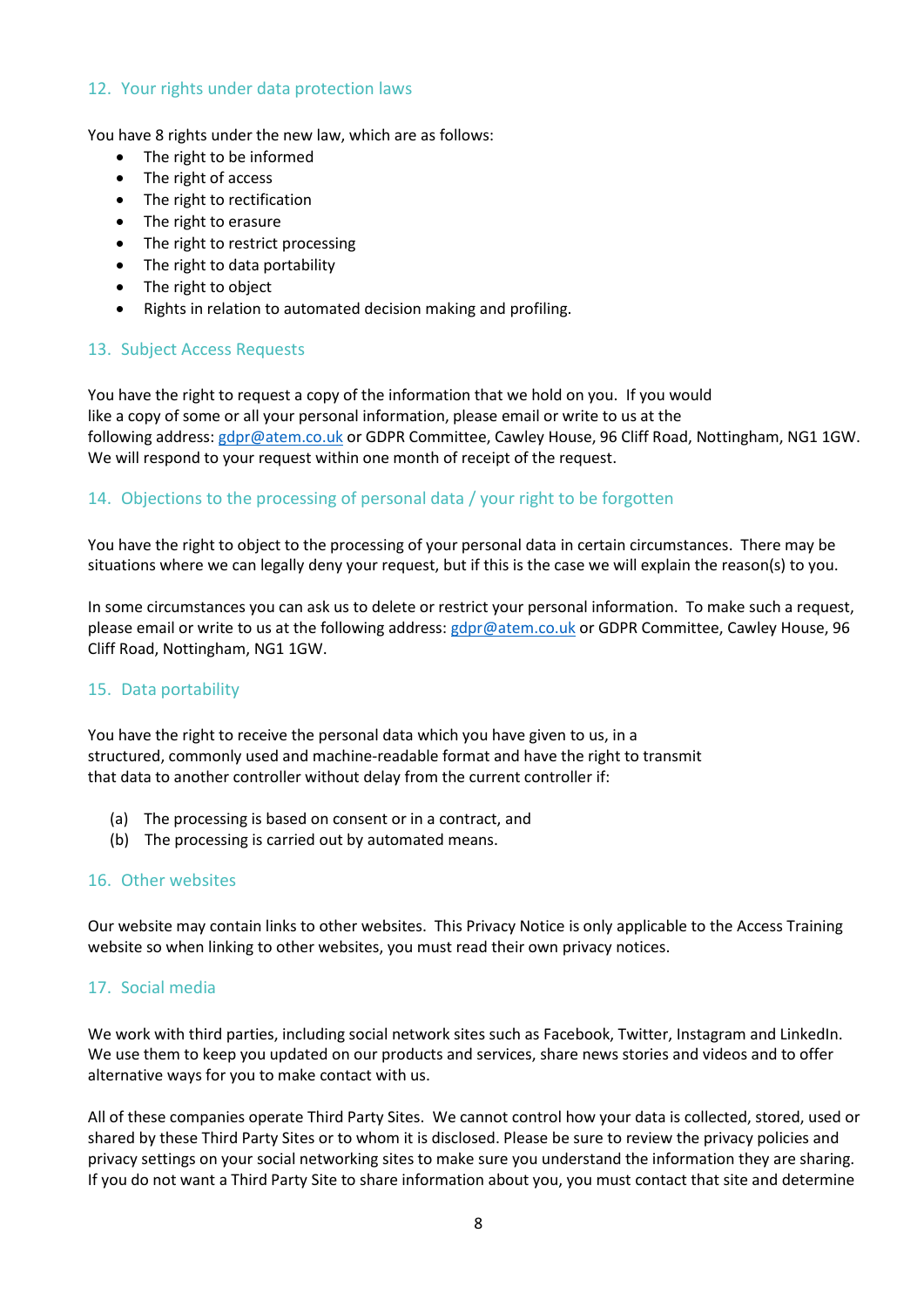## 12. Your rights under data protection laws

You have 8 rights under the new law, which are as follows:

- The right to be informed
- The right of access
- The right to rectification
- The right to erasure
- The right to restrict processing
- The right to data portability
- The right to object
- Rights in relation to automated decision making and profiling.

## 13. Subject Access Requests

You have the right to request a copy of the information that we hold on you. If you would like a copy of some or all your personal information, please email or write to us at the following address: gdpr@atem.co.uk or GDPR Committee, Cawley House, 96 Cliff Road, Nottingham, NG1 1GW. We will respond to your request within one month of receipt of the request.

## 14. Objections to the processing of personal data / your right to be forgotten

You have the right to object to the processing of your personal data in certain circumstances. There may be situations where we can legally deny your request, but if this is the case we will explain the reason(s) to you.

In some circumstances you can ask us to delete or restrict your personal information. To make such a request, please email or write to us at the following address: gdpr@atem.co.uk or GDPR Committee, Cawley House, 96 Cliff Road, Nottingham, NG1 1GW.

## 15. Data portability

You have the right to receive the personal data which you have given to us, in a structured, commonly used and machine-readable format and have the right to transmit that data to another controller without delay from the current controller if:

(a) The processing is based on consent or in a contract, and
(b) The processing is carried out by automated means.

## 16. Other websites

Our website may contain links to other websites. This Privacy Notice is only applicable to the Access Training website so when linking to other websites, you must read their own privacy notices.

## 17. Social media

We work with third parties, including social network sites such as Facebook, Twitter, Instagram and LinkedIn. We use them to keep you updated on our products and services, share news stories and videos and to offer alternative ways for you to make contact with us.

All of these companies operate Third Party Sites. We cannot control how your data is collected, stored, used or shared by these Third Party Sites or to whom it is disclosed. Please be sure to review the privacy policies and privacy settings on your social networking sites to make sure you understand the information they are sharing. If you do not want a Third Party Site to share information about you, you must contact that site and determine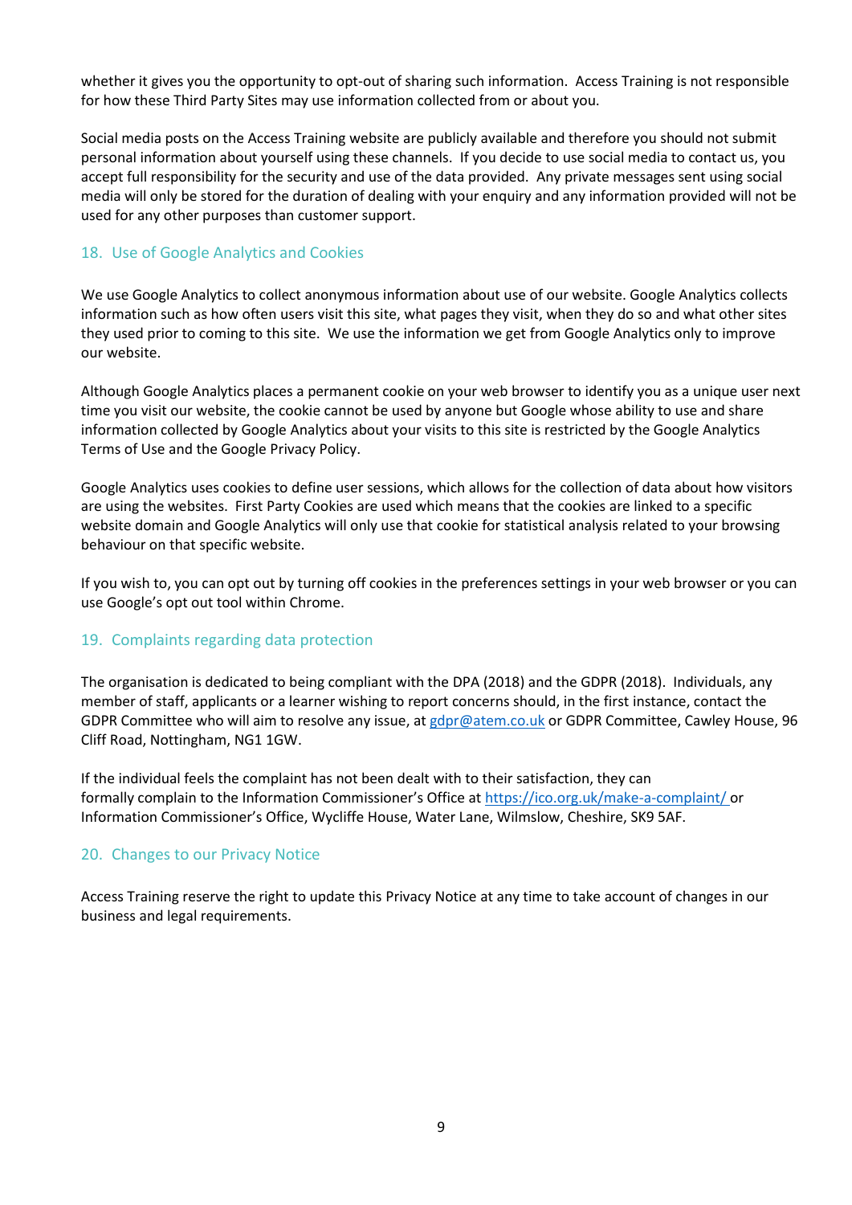whether it gives you the opportunity to opt-out of sharing such information. Access Training is not responsible for how these Third Party Sites may use information collected from or about you.

Social media posts on the Access Training website are publicly available and therefore you should not submit personal information about yourself using these channels. If you decide to use social media to contact us, you accept full responsibility for the security and use of the data provided. Any private messages sent using social media will only be stored for the duration of dealing with your enquiry and any information provided will not be used for any other purposes than customer support.

## 18. Use of Google Analytics and Cookies

We use Google Analytics to collect anonymous information about use of our website. Google Analytics collects information such as how often users visit this site, what pages they visit, when they do so and what other sites they used prior to coming to this site. We use the information we get from Google Analytics only to improve our website.

Although Google Analytics places a permanent cookie on your web browser to identify you as a unique user next time you visit our website, the cookie cannot be used by anyone but Google whose ability to use and share information collected by Google Analytics about your visits to this site is restricted by the Google Analytics Terms of Use and the Google Privacy Policy.

Google Analytics uses cookies to define user sessions, which allows for the collection of data about how visitors are using the websites. First Party Cookies are used which means that the cookies are linked to a specific website domain and Google Analytics will only use that cookie for statistical analysis related to your browsing behaviour on that specific website.

If you wish to, you can opt out by turning off cookies in the preferences settings in your web browser or you can use Google's opt out tool within Chrome.

## 19. Complaints regarding data protection

The organisation is dedicated to being compliant with the DPA (2018) and the GDPR (2018). Individuals, any member of staff, applicants or a learner wishing to report concerns should, in the first instance, contact the GDPR Committee who will aim to resolve any issue, at gdpr@atem.co.uk or GDPR Committee, Cawley House, 96 Cliff Road, Nottingham, NG1 1GW.

If the individual feels the complaint has not been dealt with to their satisfaction, they can formally complain to the Information Commissioner's Office at https://ico.org.uk/make-a-complaint/ or Information Commissioner's Office, Wycliffe House, Water Lane, Wilmslow, Cheshire, SK9 5AF.

## 20. Changes to our Privacy Notice

Access Training reserve the right to update this Privacy Notice at any time to take account of changes in our business and legal requirements.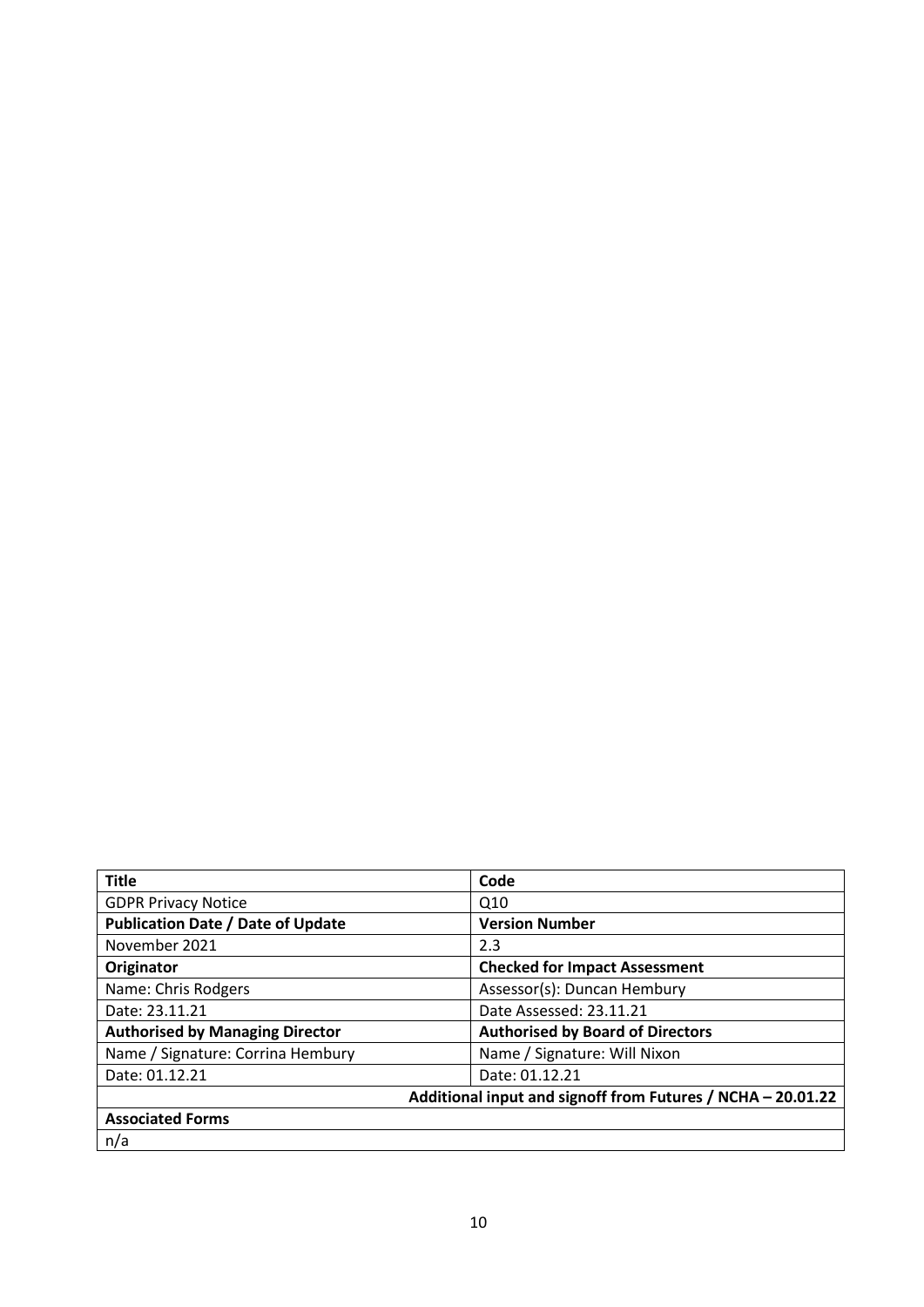| | |
|---|---|
| **Title** | **Code** |
| GDPR Privacy Notice | Q10 |
| **Publication Date / Date of Update** | **Version Number** |
| November 2021 | 2.3 |
| **Originator** | **Checked for Impact Assessment** |
| Name: Chris Rodgers | Assessor(s): Duncan Hembury |
| Date: 23.11.21 | Date Assessed: 23.11.21 |
| **Authorised by Managing Director** | **Authorised by Board of Directors** |
| Name / Signature: Corrina Hembury | Name / Signature: Will Nixon |
| Date: 01.12.21 | Date: 01.12.21 |
| **Additional input and signoff from Futures / NCHA – 20.01.22** | |
| **Associated Forms** | |
| n/a | |